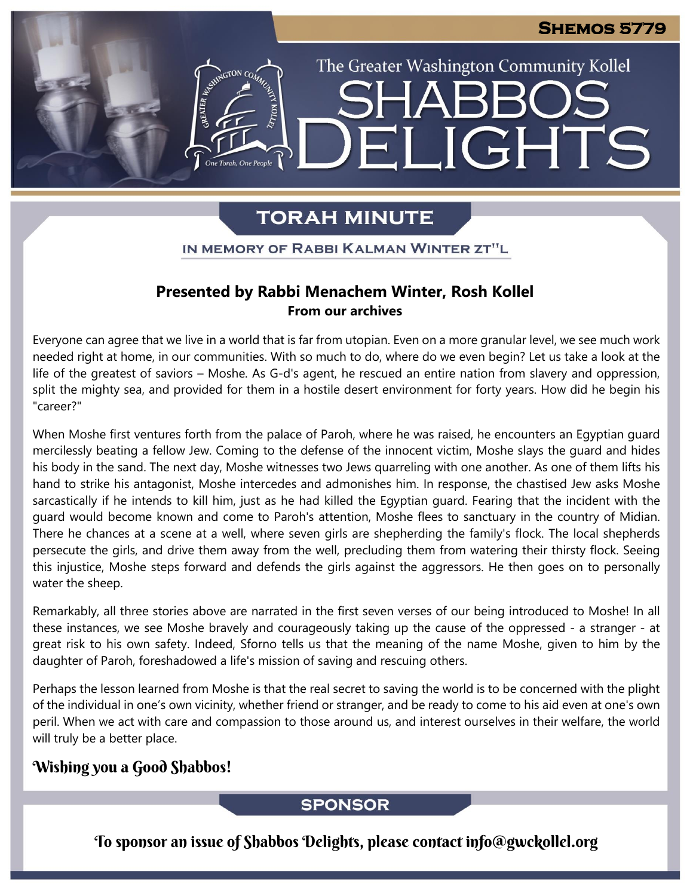**Shemos 5779**

The Greater Washington Community Kollel

# Shabbos Delights

## Torah Minute

In memory of Rabbi Kalman Winter zt"l

### Presented by Rabbi Menachem Winter, Rosh Kollel

**From our archives**

Everyone can agree that we live in a world that is far from utopian. Even on a more granular level, we see much work needed right at home, in our communities. With so much to do, where do we even begin? Let us take a look at the life of the greatest of saviors – Moshe. As G-d's agent, he rescued an entire nation from slavery and oppression, split the mighty sea, and provided for them in a hostile desert environment for forty years. How did he begin his "career?"

When Moshe first ventures forth from the palace of Paroh, where he was raised, he encounters an Egyptian guard mercilessly beating a fellow Jew. Coming to the defense of the innocent victim, Moshe slays the guard and hides his body in the sand. The next day, Moshe witnesses two Jews quarreling with one another. As one of them lifts his hand to strike his antagonist, Moshe intercedes and admonishes him. In response, the chastised Jew asks Moshe sarcastically if he intends to kill him, just as he had killed the Egyptian guard. Fearing that the incident with the guard would become known and come to Paroh's attention, Moshe flees to sanctuary in the country of Midian. There he chances at a scene at a well, where seven girls are shepherding the family's flock. The local shepherds persecute the girls, and drive them away from the well, precluding them from watering their thirsty flock. Seeing this injustice, Moshe steps forward and defends the girls against the aggressors. He then goes on to personally water the sheep.

Remarkably, all three stories above are narrated in the first seven verses of our being introduced to Moshe! In all these instances, we see Moshe bravely and courageously taking up the cause of the oppressed - a stranger - at great risk to his own safety. Indeed, Sforno tells us that the meaning of the name Moshe, given to him by the daughter of Paroh, foreshadowed a life's mission of saving and rescuing others.

Perhaps the lesson learned from Moshe is that the real secret to saving the world is to be concerned with the plight of the individual in one's own vicinity, whether friend or stranger, and be ready to come to his aid even at one's own peril. When we act with care and compassion to those around us, and interest ourselves in their welfare, the world will truly be a better place.

*Wishing you a Good Shabbos!*

## Sponsor

To sponsor an issue of Shabbos Delights, please contact info@gwckollel.org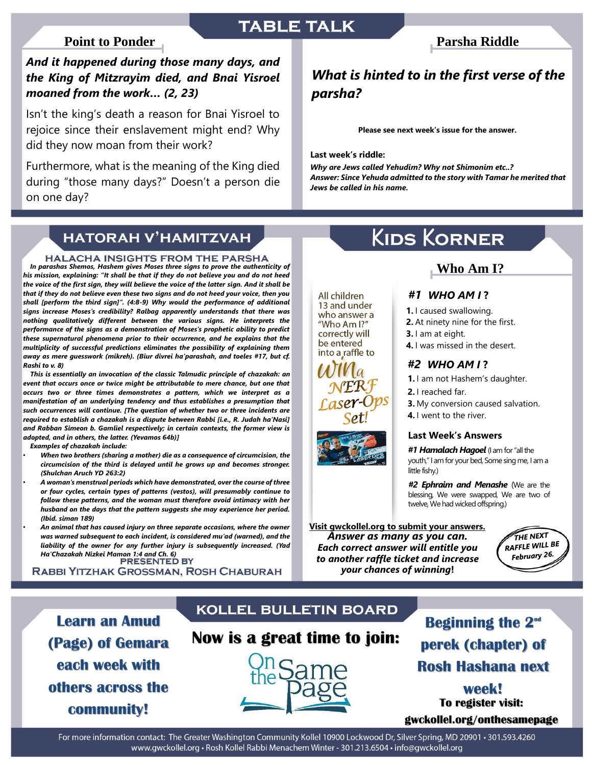# TABLE TALK

## Point to Ponder

***And it happened during those many days, and the King of Mitzrayim died, and Bnai Yisroel moaned from the work... (2, 23)***

Isn't the king's death a reason for Bnai Yisroel to rejoice since their enslavement might end? Why did they now moan from their work?

Furthermore, what is the meaning of the King died during "those many days?" Doesn't a person die on one day?

## Parsha Riddle

***What is hinted to in the first verse of the parsha?***

**Please see next week's issue for the answer.**

**Last week's riddle:**

***Why are Jews called Yehudim? Why not Shimonim etc..?***

***Answer: Since Yehuda admitted to the story with Tamar he merited that Jews be called in his name.***

# HATORAH V'HAMITZVAH

## HALACHA INSIGHTS FROM THE PARSHA

*In parashas Shemos, Hashem gives Moses three signs to prove the authenticity of his mission, explaining: "It shall be that if they do not believe you and do not heed the voice of the first sign, they will believe the voice of the latter sign. And it shall be that if they do not believe even these two signs and do not heed your voice, then you shall [perform the third sign]". (4:8-9) Why would the performance of additional signs increase Moses's credibility? Ralbag apparently understands that there was nothing qualitatively different between the various signs. He interprets the performance of the signs as a demonstration of Moses's prophetic ability to predict these supernatural phenomena prior to their occurrence, and he explains that the multiplicity of successful predictions eliminates the possibility of explaining them away as mere guesswork (mikreh). (Biur divrei ha'parashah, and toeles #17, but cf. Rashi to v. 8)*

*This is essentially an invocation of the classic Talmudic principle of chazakah: an event that occurs once or twice might be attributable to mere chance, but one that occurs two or three times demonstrates a pattern, which we interpret as a manifestation of an underlying tendency and thus establishes a presumption that such occurrences will continue. [The question of whether two or three incidents are required to establish a chazakah is a dispute between Rabbi [i.e., R. Judah ha'Nasi] and Rabban Simeon b. Gamliel respectively; in certain contexts, the former view is adopted, and in others, the latter. (Yevamos 64b)]*

*Examples of chazakah include:*

- *When two brothers (sharing a mother) die as a consequence of circumcision, the circumcision of the third is delayed until he grows up and becomes stronger. (Shulchan Aruch YD 263:2)*
- *A woman's menstrual periods which have demonstrated, over the course of three or four cycles, certain types of patterns (vestos), will presumably continue to follow these patterns, and the woman must therefore avoid intimacy with her husband on the days that the pattern suggests she may experience her period. (Ibid. siman 189)*
- *An animal that has caused injury on three separate occasions, where the owner was warned subsequent to each incident, is considered mu'ad (warned), and the liability of the owner for any further injury is subsequently increased. (Yad Ha'Chazakah Nizkei Mamon 1:4 and Ch. 6)*

PRESENTED BY
RABBI YITZHAK GROSSMAN, ROSH CHABURAH

# KIDS KORNER

## Who Am I?

All children 13 and under who answer a "Who Am I?" correctly will be entered into a raffle to Win a NERF Laser-Ops Set!

### #1 WHO AM I ?

1. I caused swallowing.
2. At ninety nine for the first.
3. I am at eight.
4. I was missed in the desert.

### #2 WHO AM I ?

1. I am not Hashem's daughter.
2. I reached far.
3. My conversion caused salvation.
4. I went to the river.

### Last Week's Answers

***#1 Hamalach Hagoel*** (I am for "all the youth," I am for your bed, Some sing me, I am a little fishy.)

***#2 Ephraim and Menashe*** (We are the blessing, We were swapped, We are two of twelve, We had wicked offspring.)

Visit gwckollel.org to submit your answers.
***Answer as many as you can. Each correct answer will entitle you to another raffle ticket and increase your chances of winning!***

*THE NEXT RAFFLE WILL BE February 26.*

# KOLLEL BULLETIN BOARD

**Learn an Amud (Page) of Gemara each week with others across the community!**

**Now is a great time to join:**

On the Same Page

**Beginning the 2nd perek (chapter) of Rosh Hashana next week!**

**To register visit: gwckollel.org/onthesamepage**

For more information contact: The Greater Washington Community Kollel 10900 Lockwood Dr, Silver Spring, MD 20901 • 301.593.4260
www.gwckollel.org • Rosh Kollel Rabbi Menachem Winter - 301.213.6504 • info@gwckollel.org